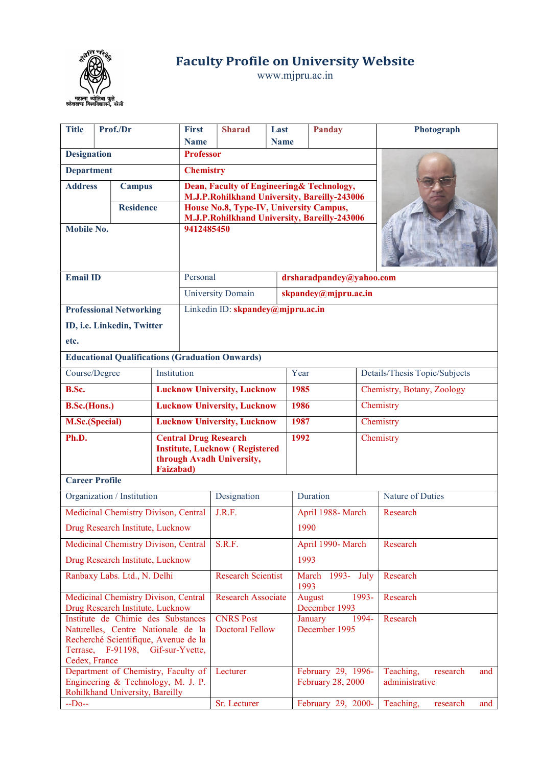# Faculty Profile on University Website

www.mjpru.ac.in

| Title | Prof./Dr | First Name | Sharad | Last Name | Panday | Photograph |
|---|---|---|---|---|---|---|
| Designation | | Professor | | | | |
| Department | | Chemistry | | | | |
| Address | Campus | Dean, Faculty of Engineering& Technology, M.J.P.Rohilkhand University, Bareilly-243006 | | | | |
| | Residence | House No.8, Type-IV, University Campus, M.J.P.Rohilkhand University, Bareilly-243006 | | | | |
| Mobile No. | | 9412485450 | | | | |
| Email ID | | Personal | drsharadpandey@yahoo.com | | | |
| | | University Domain | skpandey@mjpru.ac.in | | | |
| Professional Networking ID, i.e. Linkedin, Twitter etc. | | Linkedin ID: skpandey@mjpru.ac.in | | | | |

**Educational Qualifications (Graduation Onwards)**

| Course/Degree | Institution | Year | Details/Thesis Topic/Subjects |
|---|---|---|---|
| B.Sc. | Lucknow University, Lucknow | 1985 | Chemistry, Botany, Zoology |
| B.Sc.(Hons.) | Lucknow University, Lucknow | 1986 | Chemistry |
| M.Sc.(Special) | Lucknow University, Lucknow | 1987 | Chemistry |
| Ph.D. | Central Drug Research Institute, Lucknow ( Registered through Avadh University, Faizabad) | 1992 | Chemistry |

**Career Profile**

| Organization / Institution | Designation | Duration | Nature of Duties |
|---|---|---|---|
| Medicinal Chemistry Divison, Central Drug Research Institute, Lucknow | J.R.F. | April 1988- March 1990 | Research |
| Medicinal Chemistry Divison, Central Drug Research Institute, Lucknow | S.R.F. | April 1990- March 1993 | Research |
| Ranbaxy Labs. Ltd., N. Delhi | Research Scientist | March 1993- July 1993 | Research |
| Medicinal Chemistry Divison, Central Drug Research Institute, Lucknow | Research Associate | August 1993- December 1993 | Research |
| Institute de Chimie des Substances Naturelles, Centre Nationale de la Recherché Scientifique, Avenue de la Terrase, F-91198, Gif-sur-Yvette, Cedex, France | CNRS Post Doctoral Fellow | January 1994- December 1995 | Research |
| Department of Chemistry, Faculty of Engineering & Technology, M. J. P. Rohilkhand University, Bareilly | Lecturer | February 29, 1996- February 28, 2000 | Teaching, research and administrative |
| --Do-- | Sr. Lecturer | February 29, 2000- | Teaching, research and |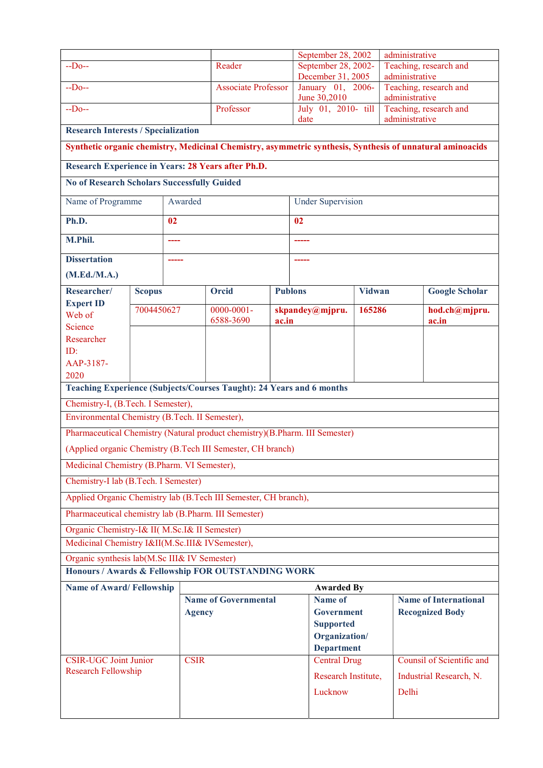| | | | |
|---|---|---|---|
| | | September 28, 2002 | administrative |
| --Do-- | Reader | September 28, 2002-December 31, 2005 | Teaching, research and administrative |
| --Do-- | Associate Professor | January 01, 2006-June 30,2010 | Teaching, research and administrative |
| --Do-- | Professor | July 01, 2010- till date | Teaching, research and administrative |

**Research Interests / Specialization**

**Synthetic organic chemistry, Medicinal Chemistry, asymmetric synthesis, Synthesis of unnatural aminoacids**

**Research Experience in Years: 28 Years after Ph.D.**

**No of Research Scholars Successfully Guided**

| Name of Programme | Awarded | Under Supervision |
|---|---|---|
| **Ph.D.** | **02** | **02** |
| **M.Phil.** | **----** | **-----** |
| **Dissertation (M.Ed./M.A.)** | **-----** | **-----** |

| **Researcher/ Expert ID** Web of Science Researcher ID: AAP-3187-2020 | **Scopus** | **Orcid** | **Publons** | **Vidwan** | **Google Scholar** |
|---|---|---|---|---|---|
| | 7004450627 | 0000-0001-6588-3690 | **skpandey@mjpru.ac.in** | **165286** | **hod.ch@mjpru.ac.in** |

**Teaching Experience (Subjects/Courses Taught): 24 Years and 6 months**

- Chemistry-I, (B.Tech. I Semester),
- Environmental Chemistry (B.Tech. II Semester),
- Pharmaceutical Chemistry (Natural product chemistry)(B.Pharm. III Semester)
- (Applied organic Chemistry (B.Tech III Semester, CH branch)
- Medicinal Chemistry (B.Pharm. VI Semester),
- Chemistry-I lab (B.Tech. I Semester)
- Applied Organic Chemistry lab (B.Tech III Semester, CH branch),
- Pharmaceutical chemistry lab (B.Pharm. III Semester)
- Organic Chemistry-I& II( M.Sc.I& II Semester)
- Medicinal Chemistry I&II(M.Sc.III& IVSemester),
- Organic synthesis lab(M.Sc III& IV Semester)

**Honours / Awards & Fellowship FOR OUTSTANDING WORK**

| **Name of Award/ Fellowship** | **Awarded By** | | |
|---|---|---|---|
| | **Name of Governmental Agency** | **Name of Government Supported Organization/ Department** | **Name of International Recognized Body** |
| CSIR-UGC Joint Junior Research Fellowship | CSIR | Central Drug Research Institute, Lucknow | Counsil of Scientific and Industrial Research, N. Delhi |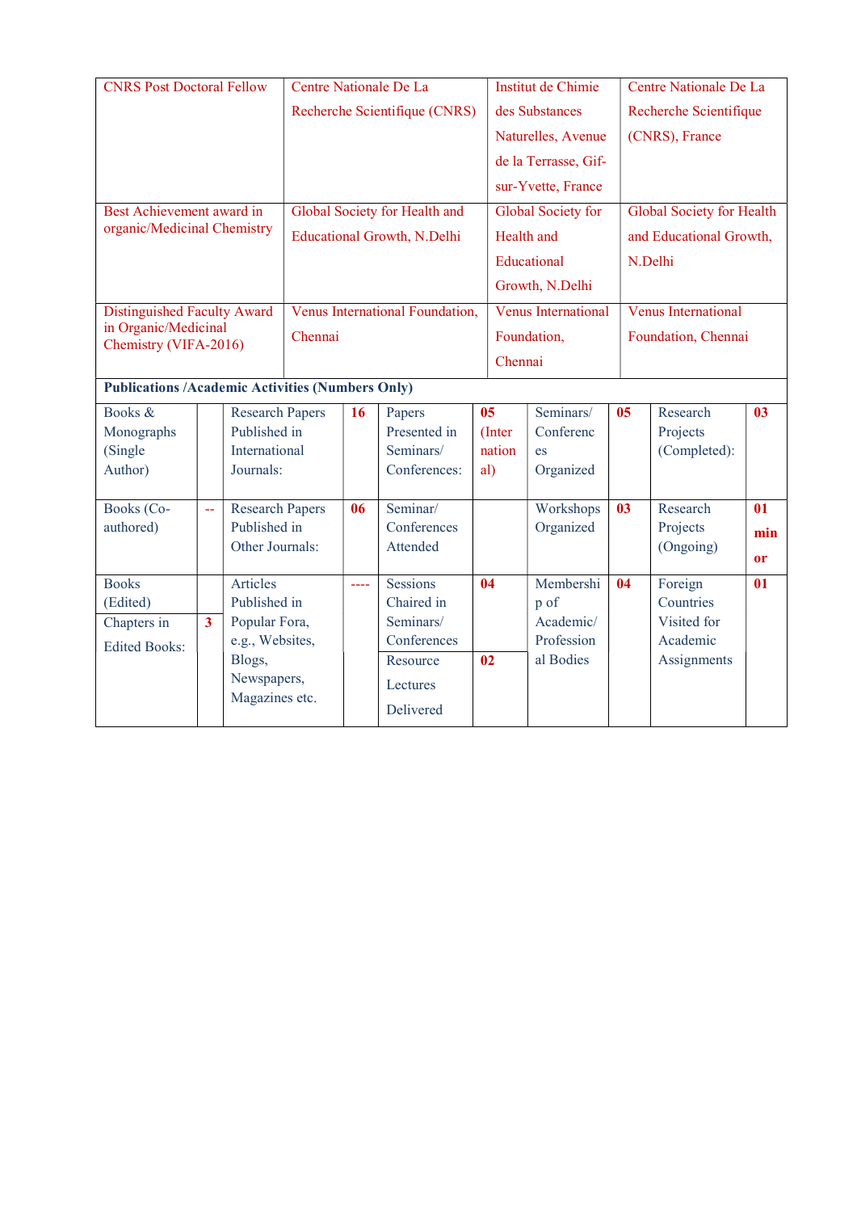| | | | |
|---|---|---|---|
| CNRS Post Doctoral Fellow | Centre Nationale De La Recherche Scientifique (CNRS) | Institut de Chimie des Substances Naturelles, Avenue de la Terrasse, Gif-sur-Yvette, France | Centre Nationale De La Recherche Scientifique (CNRS), France |
| Best Achievement award in organic/Medicinal Chemistry | Global Society for Health and Educational Growth, N.Delhi | Global Society for Health and Educational Growth, N.Delhi | Global Society for Health and Educational Growth, N.Delhi |
| Distinguished Faculty Award in Organic/Medicinal Chemistry (VIFA-2016) | Venus International Foundation, Chennai | Venus International Foundation, Chennai | Venus International Foundation, Chennai |

**Publications /Academic Activities (Numbers Only)**

| | | | | | | | | | |
|---|---|---|---|---|---|---|---|---|---|
| Books & Monographs (Single Author) | | Research Papers Published in International Journals: | 16 | Papers Presented in Seminars/ Conferences: | 05 (International) | Seminars/ Conferences Organized | 05 | Research Projects (Completed): | 03 |
| Books (Co-authored) | -- | Research Papers Published in Other Journals: | 06 | Seminar/ Conferences Attended | | Workshops Organized | 03 | Research Projects (Ongoing) | 01 minor |
| Books (Edited) | | Articles Published in Popular Fora, e.g., Websites, Blogs, Newspapers, Magazines etc. | ---- | Sessions Chaired in Seminars/ Conferences | 04 | Membership of Academic/ Professional Bodies | 04 | Foreign Countries Visited for Academic Assignments | 01 |
| Chapters in Edited Books: | 3 | | | Resource Lectures Delivered | 02 | | | | |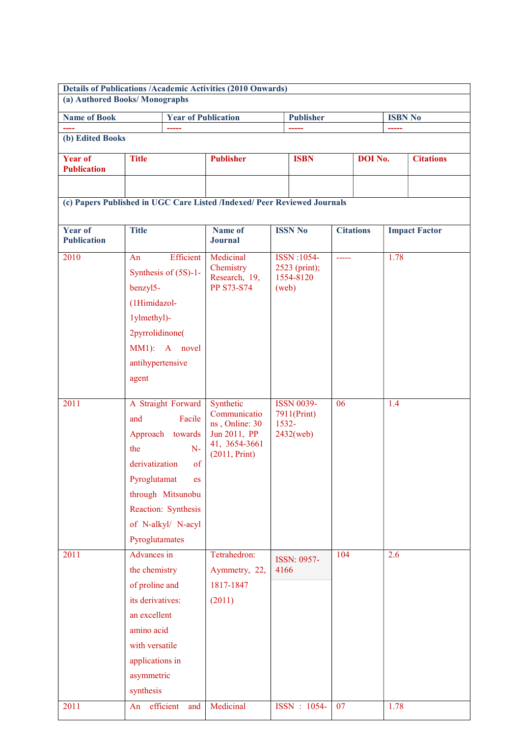**Details of Publications /Academic Activities (2010 Onwards)**

**(a) Authored Books/ Monographs**

| Name of Book | Year of Publication | Publisher | ISBN No |
|---|---|---|---|
| ---- | ----- | ----- | ----- |

**(b) Edited Books**

| Year of Publication | Title | Publisher | ISBN | DOI No. | Citations |
|---|---|---|---|---|---|
| | | | | | |

**(c) Papers Published in UGC Care Listed /Indexed/ Peer Reviewed Journals**

| Year of Publication | Title | Name of Journal | ISSN No | Citations | Impact Factor |
|---|---|---|---|---|---|
| 2010 | An Efficient Synthesis of (5S)-1-benzyl5-(1Himidazol-1ylmethyl)-2pyrrolidinone(MM1): A novel antihypertensive agent | Medicinal Chemistry Research, 19, PP S73-S74 | ISSN :1054-2523 (print); 1554-8120 (web) | ----- | 1.78 |
| 2011 | A Straight Forward and Facile Approach towards the N-derivatization of Pyroglutamates through Mitsunobu Reaction: Synthesis of N-alkyl/ N-acyl Pyroglutamates | Synthetic Communications , Online: 30 Jun 2011, PP 41, 3654-3661 (2011, Print) | ISSN 0039-7911(Print) 1532-2432(web) | 06 | 1.4 |
| 2011 | Advances in the chemistry of proline and its derivatives: an excellent amino acid with versatile applications in asymmetric synthesis | Tetrahedron: Aymmetry, 22, 1817-1847 (2011) | ISSN: 0957-4166 | 104 | 2.6 |
| 2011 | An efficient and | Medicinal | ISSN : 1054- | 07 | 1.78 |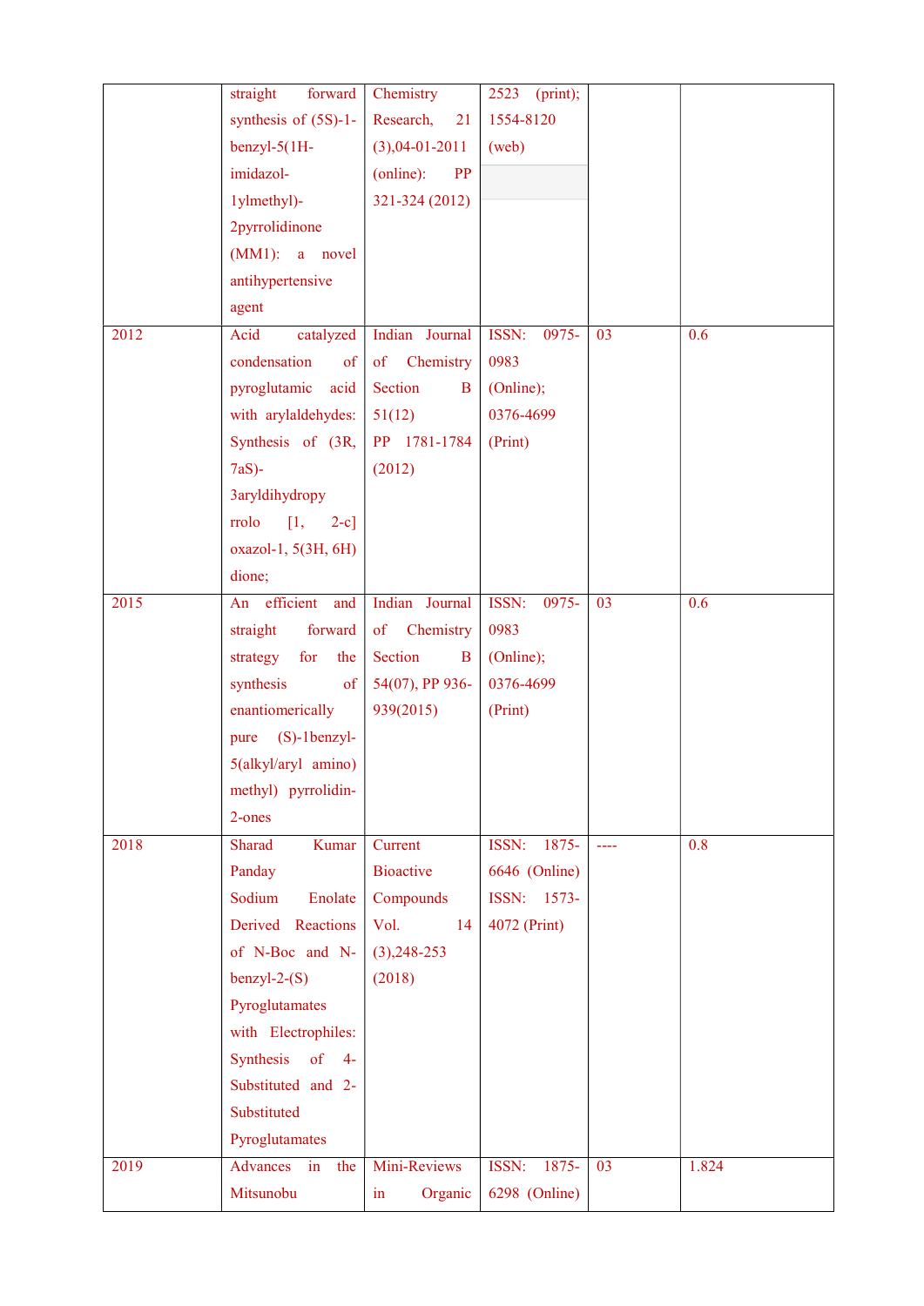| | | | | | |
|---|---|---|---|---|---|
| | straight forward synthesis of (5S)-1-benzyl-5(1H-imidazol-1ylmethyl)-2pyrrolidinone (MM1): a novel antihypertensive agent | Chemistry Research, 21 (3),04-01-2011 (online): PP 321-324 (2012) | 2523 (print); 1554-8120 (web) | | |
| 2012 | Acid catalyzed condensation of pyroglutamic acid with arylaldehydes: Synthesis of (3R, 7aS)-3aryldihydropy rrolo [1, 2-c] oxazol-1, 5(3H, 6H) dione; | Indian Journal of Chemistry Section B 51(12) PP 1781-1784 (2012) | ISSN: 0975-0983 (Online); 0376-4699 (Print) | 03 | 0.6 |
| 2015 | An efficient and straight forward strategy for the synthesis of enantiomerically pure (S)-1benzyl-5(alkyl/aryl amino) methyl) pyrrolidin-2-ones | Indian Journal of Chemistry Section B 54(07), PP 936-939(2015) | ISSN: 0975-0983 (Online); 0376-4699 (Print) | 03 | 0.6 |
| 2018 | Sharad Kumar Panday Sodium Enolate Derived Reactions of N-Boc and N-benzyl-2-(S) Pyroglutamates with Electrophiles: Synthesis of 4-Substituted and 2-Substituted Pyroglutamates | Current Bioactive Compounds Vol. 14 (3),248-253 (2018) | ISSN: 1875-6646 (Online) ISSN: 1573-4072 (Print) | ---- | 0.8 |
| 2019 | Advances in the Mitsunobu | Mini-Reviews in Organic | ISSN: 1875-6298 (Online) | 03 | 1.824 |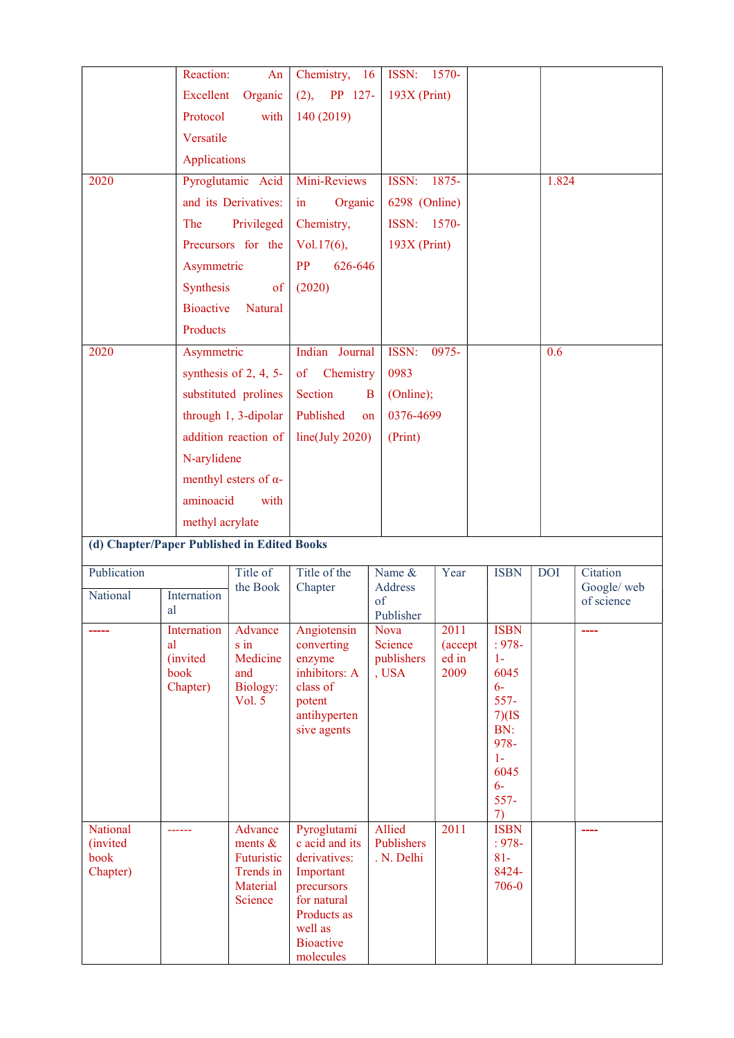| | Reaction: An Excellent Organic Protocol with Versatile Applications | Chemistry, 16 (2), PP 127-140 (2019) | ISSN: 1570-193X (Print) | | |
|---|---|---|---|---|---|
| 2020 | Pyroglutamic Acid and its Derivatives: The Privileged Precursors for the Asymmetric Synthesis of Bioactive Natural Products | Mini-Reviews in Organic Chemistry, Vol.17(6), PP 626-646 (2020) | ISSN: 1875-6298 (Online) ISSN: 1570-193X (Print) | | 1.824 |
| 2020 | Asymmetric synthesis of 2, 4, 5-substituted prolines through 1, 3-dipolar addition reaction of N-arylidene menthyl esters of α-aminoacid with methyl acrylate | Indian Journal of Chemistry Section B Published on line(July 2020) | ISSN: 0975-0983 (Online); 0376-4699 (Print) | | 0.6 |

**(d) Chapter/Paper Published in Edited Books**

| Publication | | Title of the Book | Title of the Chapter | Name & Address of Publisher | Year | ISBN | DOI | Citation Google/ web of science |
|---|---|---|---|---|---|---|---|---|
| National | International | | | | | | | |
| ----- | International (invited book Chapter) | Advances in Medicine and Biology: Vol. 5 | Angiotensin converting enzyme inhibitors: A class of potent antihypertensive agents | Nova Science publishers, USA | 2011 (accepted in 2009 | ISBN: 978-1-60456-557-7)(ISBN: 978-1-60456-557-7) | | ---- |
| National (invited book Chapter) | ------ | Advancements & Futuristic Trends in Material Science | Pyroglutamic acid and its derivatives: Important precursors for natural Products as well as Bioactive molecules | Allied Publishers. N. Delhi | 2011 | ISBN: 978-81-8424-706-0 | | ---- |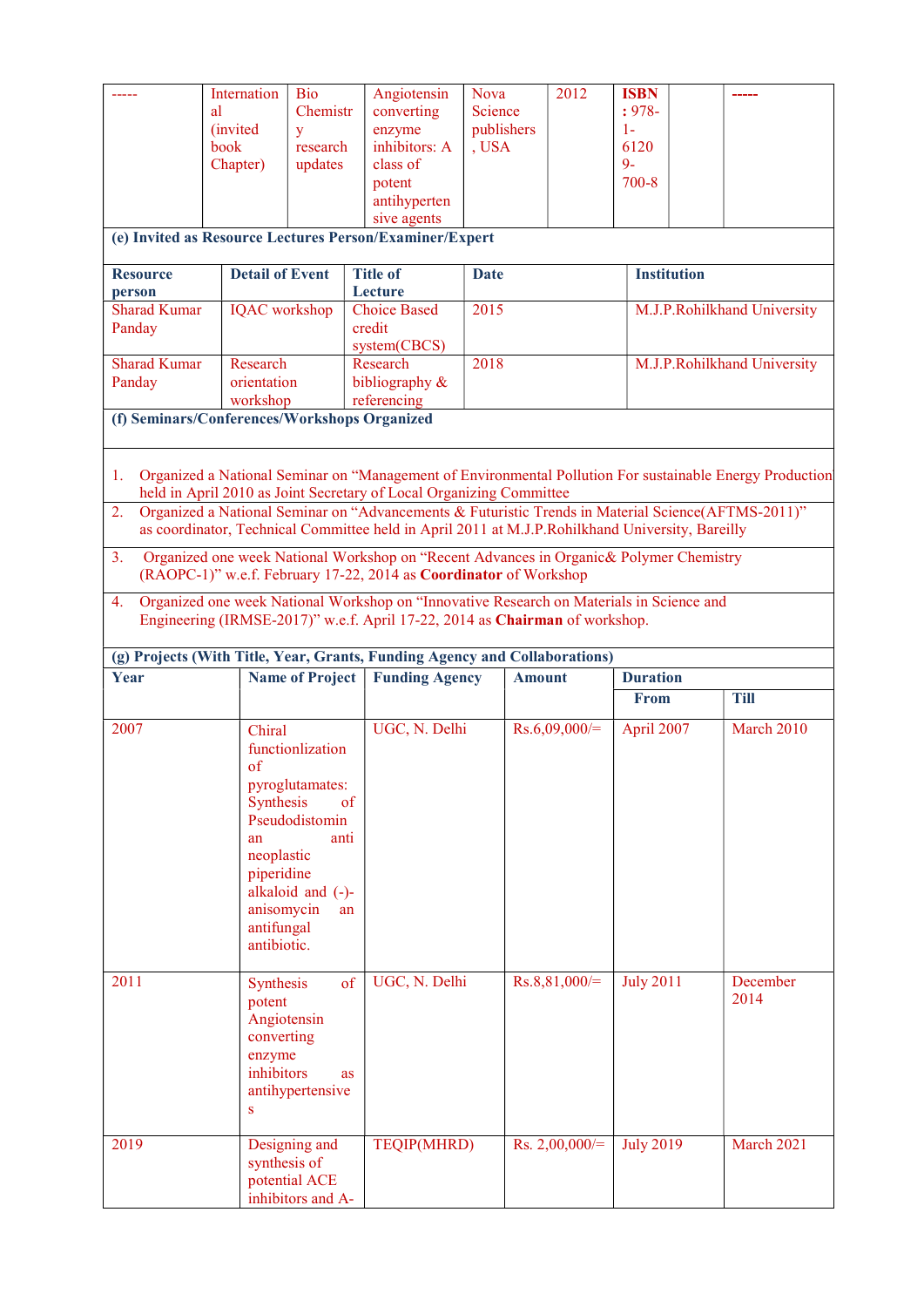| ----- | International (invited book Chapter) | Bio Chemistry research updates | Angiotensin converting enzyme inhibitors: A class of potent antihypertensive agents | Nova Science publishers, USA | 2012 | **ISBN :** 978-1-61209-700-8 | | ----- |
|---|---|---|---|---|---|---|---|---|

**(e) Invited as Resource Lectures Person/Examiner/Expert**

| Resource person | Detail of Event | Title of Lecture | Date | Institution |
|---|---|---|---|---|
| Sharad Kumar Panday | IQAC workshop | Choice Based credit system(CBCS) | 2015 | M.J.P.Rohilkhand University |
| Sharad Kumar Panday | Research orientation workshop | Research bibliography & referencing | 2018 | M.J.P.Rohilkhand University |

**(f) Seminars/Conferences/Workshops Organized**

1. Organized a National Seminar on "Management of Environmental Pollution For sustainable Energy Production held in April 2010 as Joint Secretary of Local Organizing Committee
2. Organized a National Seminar on "Advancements & Futuristic Trends in Material Science(AFTMS-2011)" as coordinator, Technical Committee held in April 2011 at M.J.P.Rohilkhand University, Bareilly
3. Organized one week National Workshop on "Recent Advances in Organic& Polymer Chemistry (RAOPC-1)" w.e.f. February 17-22, 2014 as **Coordinator** of Workshop
4. Organized one week National Workshop on "Innovative Research on Materials in Science and Engineering (IRMSE-2017)" w.e.f. April 17-22, 2014 as **Chairman** of workshop.

**(g) Projects (With Title, Year, Grants, Funding Agency and Collaborations)**

| Year | Name of Project | Funding Agency | Amount | Duration | |
|---|---|---|---|---|---|
| | | | | From | Till |
| 2007 | Chiral functionlization of pyroglutamates: Synthesis of Pseudodistomin an anti neoplastic piperidine alkaloid and (-)-anisomycin an antifungal antibiotic. | UGC, N. Delhi | Rs.6,09,000/= | April 2007 | March 2010 |
| 2011 | Synthesis of potent Angiotensin converting enzyme inhibitors as antihypertensives | UGC, N. Delhi | Rs.8,81,000/= | July 2011 | December 2014 |
| 2019 | Designing and synthesis of potential ACE inhibitors and A- | TEQIP(MHRD) | Rs. 2,00,000/= | July 2019 | March 2021 |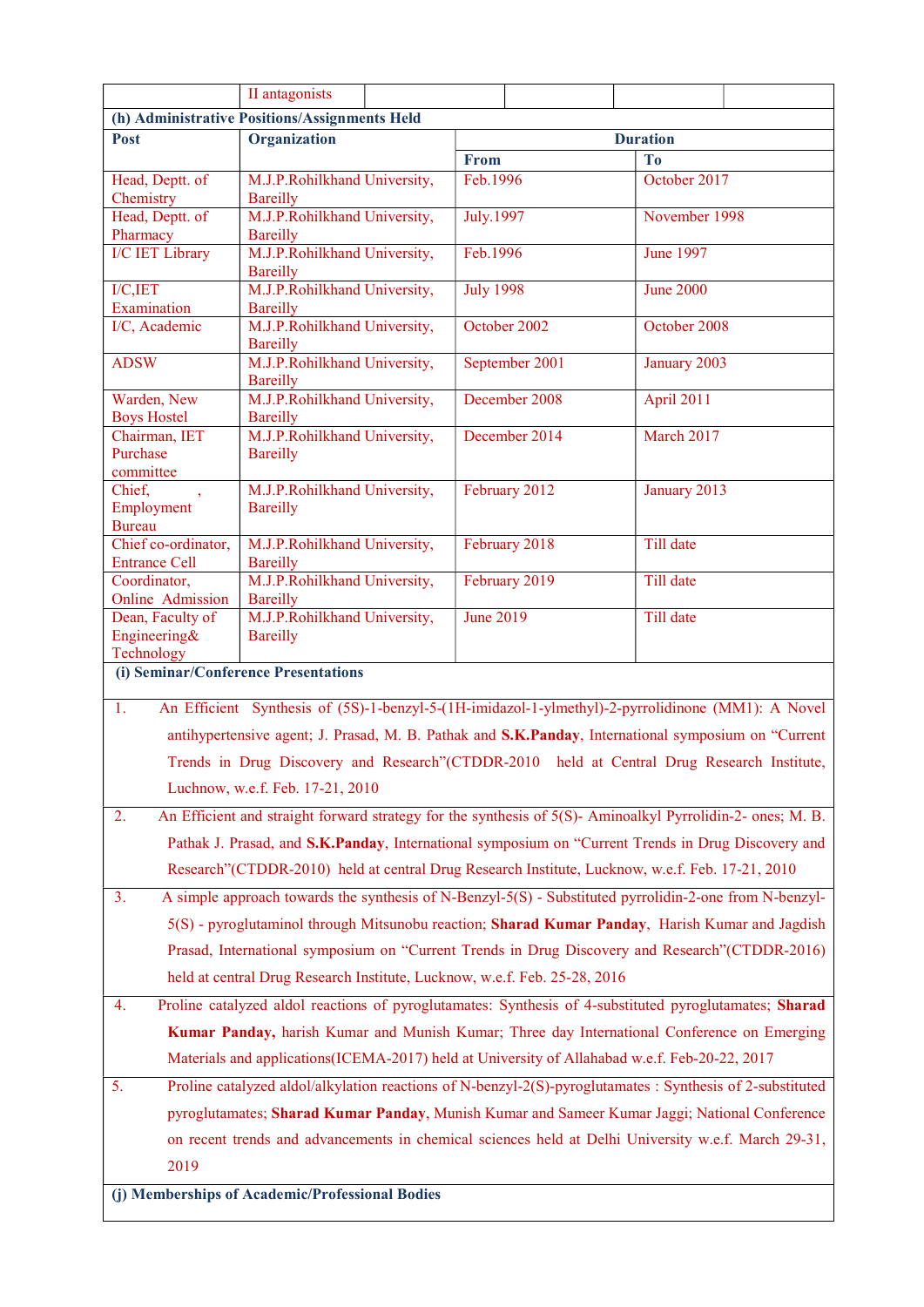| | II antagonists | | | | |
|---|---|---|---|---|---|

**(h) Administrative Positions/Assignments Held**

| Post | Organization | Duration | |
|---|---|---|---|
| | | From | To |
| Head, Deptt. of Chemistry | M.J.P.Rohilkhand University, Bareilly | Feb.1996 | October 2017 |
| Head, Deptt. of Pharmacy | M.J.P.Rohilkhand University, Bareilly | July.1997 | November 1998 |
| I/C IET Library | M.J.P.Rohilkhand University, Bareilly | Feb.1996 | June 1997 |
| I/C,IET Examination | M.J.P.Rohilkhand University, Bareilly | July 1998 | June 2000 |
| I/C, Academic | M.J.P.Rohilkhand University, Bareilly | October 2002 | October 2008 |
| ADSW | M.J.P.Rohilkhand University, Bareilly | September 2001 | January 2003 |
| Warden, New Boys Hostel | M.J.P.Rohilkhand University, Bareilly | December 2008 | April 2011 |
| Chairman, IET Purchase committee | M.J.P.Rohilkhand University, Bareilly | December 2014 | March 2017 |
| Chief, , Employment Bureau | M.J.P.Rohilkhand University, Bareilly | February 2012 | January 2013 |
| Chief co-ordinator, Entrance Cell | M.J.P.Rohilkhand University, Bareilly | February 2018 | Till date |
| Coordinator, Online Admission | M.J.P.Rohilkhand University, Bareilly | February 2019 | Till date |
| Dean, Faculty of Engineering& Technology | M.J.P.Rohilkhand University, Bareilly | June 2019 | Till date |

**(i) Seminar/Conference Presentations**

1. An Efficient Synthesis of (5S)-1-benzyl-5-(1H-imidazol-1-ylmethyl)-2-pyrrolidinone (MM1): A Novel antihypertensive agent; J. Prasad, M. B. Pathak and **S.K.Panday**, International symposium on "Current Trends in Drug Discovery and Research"(CTDDR-2010 held at Central Drug Research Institute, Luchnow, w.e.f. Feb. 17-21, 2010
2. An Efficient and straight forward strategy for the synthesis of 5(S)- Aminoalkyl Pyrrolidin-2- ones; M. B. Pathak J. Prasad, and **S.K.Panday**, International symposium on "Current Trends in Drug Discovery and Research"(CTDDR-2010) held at central Drug Research Institute, Lucknow, w.e.f. Feb. 17-21, 2010
3. A simple approach towards the synthesis of N-Benzyl-5(S) - Substituted pyrrolidin-2-one from N-benzyl-5(S) - pyroglutaminol through Mitsunobu reaction; **Sharad Kumar Panday**, Harish Kumar and Jagdish Prasad, International symposium on "Current Trends in Drug Discovery and Research"(CTDDR-2016) held at central Drug Research Institute, Lucknow, w.e.f. Feb. 25-28, 2016
4. Proline catalyzed aldol reactions of pyroglutamates: Synthesis of 4-substituted pyroglutamates; **Sharad Kumar Panday,** harish Kumar and Munish Kumar; Three day International Conference on Emerging Materials and applications(ICEMA-2017) held at University of Allahabad w.e.f. Feb-20-22, 2017
5. Proline catalyzed aldol/alkylation reactions of N-benzyl-2(S)-pyroglutamates : Synthesis of 2-substituted pyroglutamates; **Sharad Kumar Panday**, Munish Kumar and Sameer Kumar Jaggi; National Conference on recent trends and advancements in chemical sciences held at Delhi University w.e.f. March 29-31, 2019

**(j) Memberships of Academic/Professional Bodies**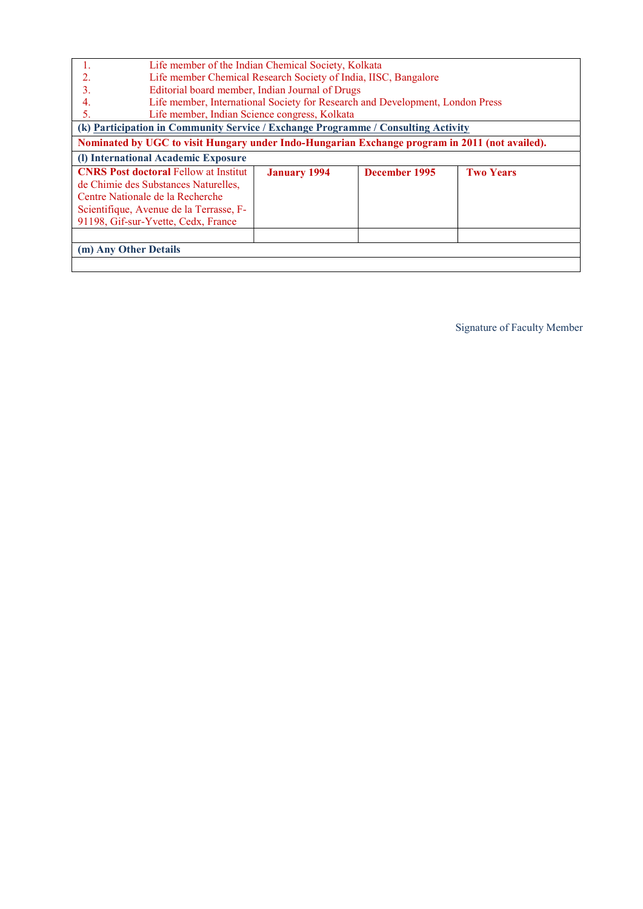| | | | |
|---|---|---|---|
| 1. Life member of the Indian Chemical Society, Kolkata<br>2. Life member Chemical Research Society of India, IISC, Bangalore<br>3. Editorial board member, Indian Journal of Drugs<br>4. Life member, International Society for Research and Development, London Press<br>5. Life member, Indian Science congress, Kolkata | | | |
| **(k) Participation in Community Service / Exchange Programme / Consulting Activity** | | | |
| **Nominated by UGC to visit Hungary under Indo-Hungarian Exchange program in 2011 (not availed).** | | | |
| **(l) International Academic Exposure** | | | |
| **CNRS Post doctoral** Fellow at Institut de Chimie des Substances Naturelles, Centre Nationale de la Recherche Scientifique, Avenue de la Terrasse, F-91198, Gif-sur-Yvette, Cedx, France | **January 1994** | **December 1995** | **Two Years** |
| | | | |
| **(m) Any Other Details** | | | |
| | | | |

Signature of Faculty Member